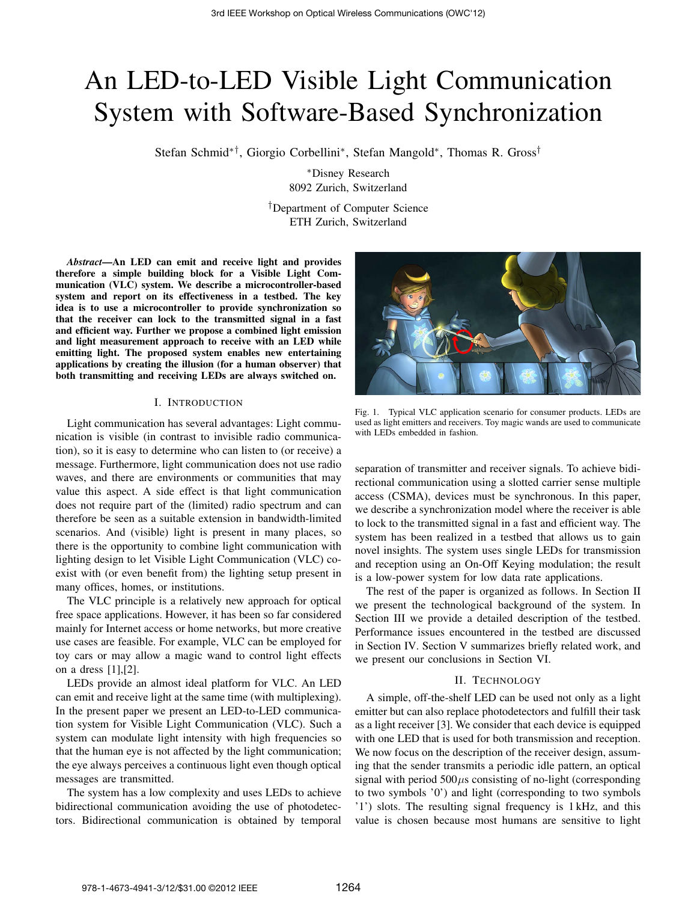# An LED-to-LED Visible Light Communication System with Software-Based Synchronization

Stefan Schmid*†, Giorgio Corbellini*, Stefan Mangold*, Thomas R. Gross†

*Disney Research
8092 Zurich, Switzerland

†Department of Computer Science
ETH Zurich, Switzerland

***Abstract*—An LED can emit and receive light and provides therefore a simple building block for a Visible Light Communication (VLC) system. We describe a microcontroller-based system and report on its effectiveness in a testbed. The key idea is to use a microcontroller to provide synchronization so that the receiver can lock to the transmitted signal in a fast and efficient way. Further we propose a combined light emission and light measurement approach to receive with an LED while emitting light. The proposed system enables new entertaining applications by creating the illusion (for a human observer) that both transmitting and receiving LEDs are always switched on.**

## I. Introduction

Light communication has several advantages: Light communication is visible (in contrast to invisible radio communication), so it is easy to determine who can listen to (or receive) a message. Furthermore, light communication does not use radio waves, and there are environments or communities that may value this aspect. A side effect is that light communication does not require part of the (limited) radio spectrum and can therefore be seen as a suitable extension in bandwidth-limited scenarios. And (visible) light is present in many places, so there is the opportunity to combine light communication with lighting design to let Visible Light Communication (VLC) co-exist with (or even benefit from) the lighting setup present in many offices, homes, or institutions.

The VLC principle is a relatively new approach for optical free space applications. However, it has been so far considered mainly for Internet access or home networks, but more creative use cases are feasible. For example, VLC can be employed for toy cars or may allow a magic wand to control light effects on a dress [1],[2].

LEDs provide an almost ideal platform for VLC. An LED can emit and receive light at the same time (with multiplexing). In the present paper we present an LED-to-LED communication system for Visible Light Communication (VLC). Such a system can modulate light intensity with high frequencies so that the human eye is not affected by the light communication; the eye always perceives a continuous light even though optical messages are transmitted.

The system has a low complexity and uses LEDs to achieve bidirectional communication avoiding the use of photodetectors. Bidirectional communication is obtained by temporal

Fig. 1. Typical VLC application scenario for consumer products. LEDs are used as light emitters and receivers. Toy magic wands are used to communicate with LEDs embedded in fashion.

separation of transmitter and receiver signals. To achieve bidirectional communication using a slotted carrier sense multiple access (CSMA), devices must be synchronous. In this paper, we describe a synchronization model where the receiver is able to lock to the transmitted signal in a fast and efficient way. The system has been realized in a testbed that allows us to gain novel insights. The system uses single LEDs for transmission and reception using an On-Off Keying modulation; the result is a low-power system for low data rate applications.

The rest of the paper is organized as follows. In Section II we present the technological background of the system. In Section III we provide a detailed description of the testbed. Performance issues encountered in the testbed are discussed in Section IV. Section V summarizes briefly related work, and we present our conclusions in Section VI.

## II. Technology

A simple, off-the-shelf LED can be used not only as a light emitter but can also replace photodetectors and fulfill their task as a light receiver [3]. We consider that each device is equipped with one LED that is used for both transmission and reception. We now focus on the description of the receiver design, assuming that the sender transmits a periodic idle pattern, an optical signal with period 500$\mu$s consisting of no-light (corresponding to two symbols '0') and light (corresponding to two symbols '1') slots. The resulting signal frequency is 1 kHz, and this value is chosen because most humans are sensitive to light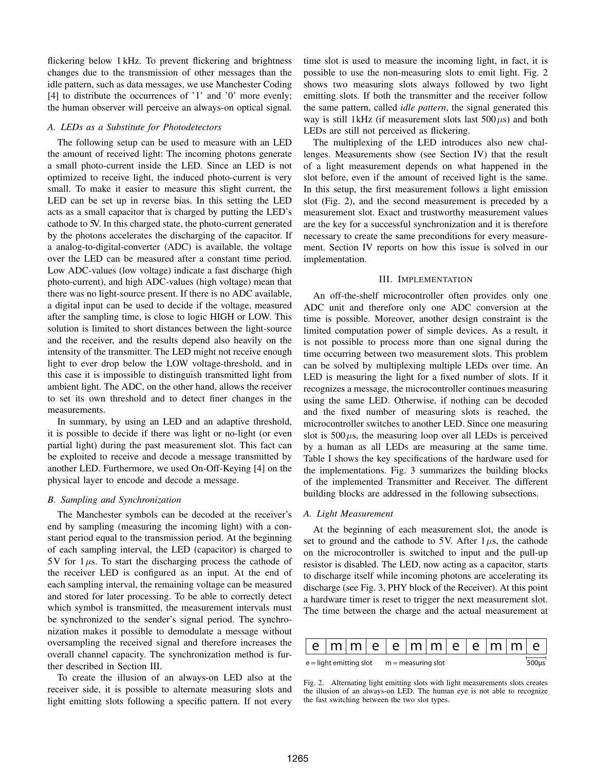flickering below 1 kHz. To prevent flickering and brightness changes due to the transmission of other messages than the idle pattern, such as data messages, we use Manchester Coding [4] to distribute the occurrences of '1' and '0' more evenly; the human observer will perceive an always-on optical signal.

### A. LEDs as a Substitute for Photodetectors

The following setup can be used to measure with an LED the amount of received light: The incoming photons generate a small photo-current inside the LED. Since an LED is not optimized to receive light, the induced photo-current is very small. To make it easier to measure this slight current, the LED can be set up in reverse bias. In this setting the LED acts as a small capacitor that is charged by putting the LED's cathode to 5V. In this charged state, the photo-current generated by the photons accelerates the discharging of the capacitor. If a analog-to-digital-converter (ADC) is available, the voltage over the LED can be measured after a constant time period. Low ADC-values (low voltage) indicate a fast discharge (high photo-current), and high ADC-values (high voltage) mean that there was no light-source present. If there is no ADC available, a digital input can be used to decide if the voltage, measured after the sampling time, is close to logic HIGH or LOW. This solution is limited to short distances between the light-source and the receiver, and the results depend also heavily on the intensity of the transmitter. The LED might not receive enough light to ever drop below the LOW voltage-threshold, and in this case it is impossible to distinguish transmitted light from ambient light. The ADC, on the other hand, allows the receiver to set its own threshold and to detect finer changes in the measurements.

In summary, by using an LED and an adaptive threshold, it is possible to decide if there was light or no-light (or even partial light) during the past measurement slot. This fact can be exploited to receive and decode a message transmitted by another LED. Furthermore, we used On-Off-Keying [4] on the physical layer to encode and decode a message.

### B. Sampling and Synchronization

The Manchester symbols can be decoded at the receiver's end by sampling (measuring the incoming light) with a constant period equal to the transmission period. At the beginning of each sampling interval, the LED (capacitor) is charged to 5 V for $1\,\mu$s. To start the discharging process the cathode of the receiver LED is configured as an input. At the end of each sampling interval, the remaining voltage can be measured and stored for later processing. To be able to correctly detect which symbol is transmitted, the measurement intervals must be synchronized to the sender's signal period. The synchronization makes it possible to demodulate a message without oversampling the received signal and therefore increases the overall channel capacity. The synchronization method is further described in Section III.

To create the illusion of an always-on LED also at the receiver side, it is possible to alternate measuring slots and light emitting slots following a specific pattern. If not every time slot is used to measure the incoming light, in fact, it is possible to use the non-measuring slots to emit light. Fig. 2 shows two measuring slots always followed by two light emitting slots. If both the transmitter and the receiver follow the same pattern, called *idle pattern*, the signal generated this way is still 1kHz (if measurement slots last $500\,\mu$s) and both LEDs are still not perceived as flickering.

The multiplexing of the LED introduces also new challenges. Measurements show (see Section IV) that the result of a light measurement depends on what happened in the slot before, even if the amount of received light is the same. In this setup, the first measurement follows a light emission slot (Fig. 2), and the second measurement is preceded by a measurement slot. Exact and trustworthy measurement values are the key for a successful synchronization and it is therefore necessary to create the same preconditions for every measurement. Section IV reports on how this issue is solved in our implementation.

## III. Implementation

An off-the-shelf microcontroller often provides only one ADC unit and therefore only one ADC conversion at the time is possible. Moreover, another design constraint is the limited computation power of simple devices. As a result, it is not possible to process more than one signal during the time occurring between two measurement slots. This problem can be solved by multiplexing multiple LEDs over time. An LED is measuring the light for a fixed number of slots. If it recognizes a message, the microcontroller continues measuring using the same LED. Otherwise, if nothing can be decoded and the fixed number of measuring slots is reached, the microcontroller switches to another LED. Since one measuring slot is $500\,\mu$s, the measuring loop over all LEDs is perceived by a human as all LEDs are measuring at the same time. Table I shows the key specifications of the hardware used for the implementations. Fig. 3 summarizes the building blocks of the implemented Transmitter and Receiver. The different building blocks are addressed in the following subsections.

### A. Light Measurement

At the beginning of each measurement slot, the anode is set to ground and the cathode to 5V. After $1\,\mu$s, the cathode on the microcontroller is switched to input and the pull-up resistor is disabled. The LED, now acting as a capacitor, starts to discharge itself while incoming photons are accelerating its discharge (see Fig. 3, PHY block of the Receiver). At this point a hardware timer is reset to trigger the next measurement slot. The time between the charge and the actual measurement at

e | m | m | e | e | m | m | e | e | m | m | e

e = light emitting slot    m = measuring slot    500µs

Fig. 2. Alternating light emitting slots with light measurements slots creates the illusion of an always-on LED. The human eye is not able to recognize the fast switching between the two slot types.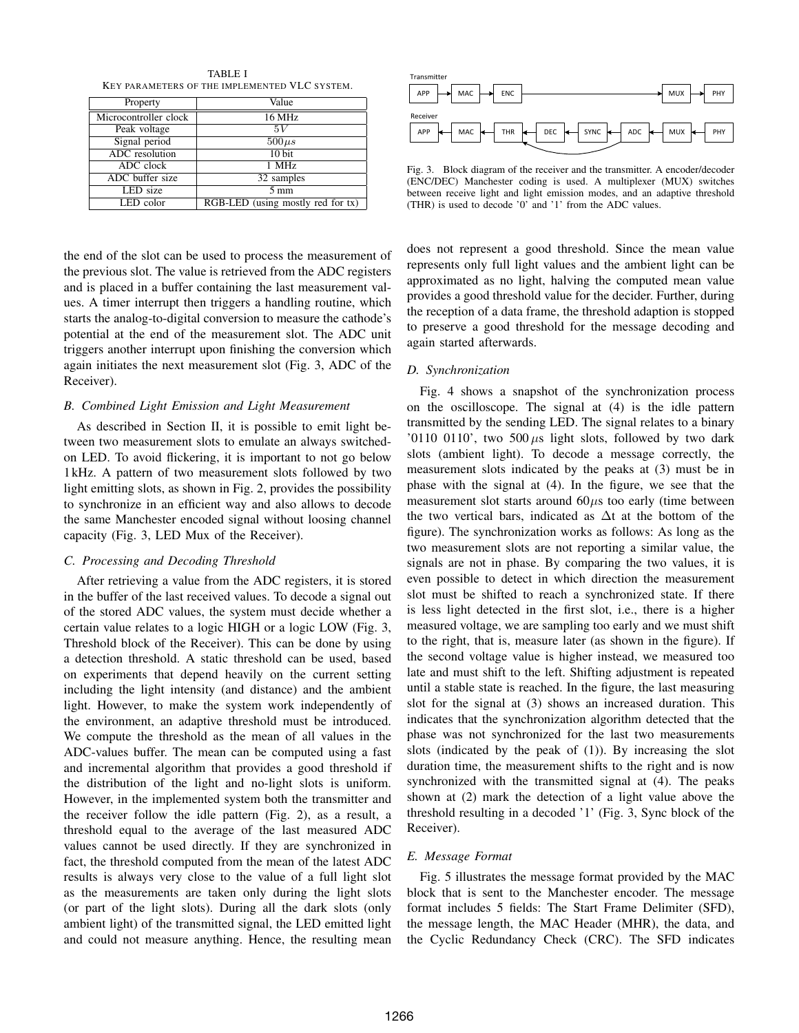TABLE I
KEY PARAMETERS OF THE IMPLEMENTED VLC SYSTEM.

| Property | Value |
|---|---|
| Microcontroller clock | 16 MHz |
| Peak voltage | $5V$ |
| Signal period | $500\mu s$ |
| ADC resolution | 10 bit |
| ADC clock | 1 MHz |
| ADC buffer size | 32 samples |
| LED size | 5 mm |
| LED color | RGB-LED (using mostly red for tx) |

Transmitter

APP → MAC → ENC → MUX → PHY

Receiver

APP ← MAC ← THR ← DEC ← SYNC ← ADC ← MUX ← PHY

Fig. 3. Block diagram of the receiver and the transmitter. A encoder/decoder (ENC/DEC) Manchester coding is used. A multiplexer (MUX) switches between receive light and light emission modes, and an adaptive threshold (THR) is used to decode '0' and '1' from the ADC values.

the end of the slot can be used to process the measurement of the previous slot. The value is retrieved from the ADC registers and is placed in a buffer containing the last measurement values. A timer interrupt then triggers a handling routine, which starts the analog-to-digital conversion to measure the cathode's potential at the end of the measurement slot. The ADC unit triggers another interrupt upon finishing the conversion which again initiates the next measurement slot (Fig. 3, ADC of the Receiver).

### B. Combined Light Emission and Light Measurement

As described in Section II, it is possible to emit light between two measurement slots to emulate an always switched-on LED. To avoid flickering, it is important to not go below 1 kHz. A pattern of two measurement slots followed by two light emitting slots, as shown in Fig. 2, provides the possibility to synchronize in an efficient way and also allows to decode the same Manchester encoded signal without loosing channel capacity (Fig. 3, LED Mux of the Receiver).

### C. Processing and Decoding Threshold

After retrieving a value from the ADC registers, it is stored in the buffer of the last received values. To decode a signal out of the stored ADC values, the system must decide whether a certain value relates to a logic HIGH or a logic LOW (Fig. 3, Threshold block of the Receiver). This can be done by using a detection threshold. A static threshold can be used, based on experiments that depend heavily on the current setting including the light intensity (and distance) and the ambient light. However, to make the system work independently of the environment, an adaptive threshold must be introduced. We compute the threshold as the mean of all values in the ADC-values buffer. The mean can be computed using a fast and incremental algorithm that provides a good threshold if the distribution of the light and no-light slots is uniform. However, in the implemented system both the transmitter and the receiver follow the idle pattern (Fig. 2), as a result, a threshold equal to the average of the last measured ADC values cannot be used directly. If they are synchronized in fact, the threshold computed from the mean of the latest ADC results is always very close to the value of a full light slot as the measurements are taken only during the light slots (or part of the light slots). During all the dark slots (only ambient light) of the transmitted signal, the LED emitted light and could not measure anything. Hence, the resulting mean does not represent a good threshold. Since the mean value represents only full light values and the ambient light can be approximated as no light, halving the computed mean value provides a good threshold value for the decider. Further, during the reception of a data frame, the threshold adaption is stopped to preserve a good threshold for the message decoding and again started afterwards.

### D. Synchronization

Fig. 4 shows a snapshot of the synchronization process on the oscilloscope. The signal at (4) is the idle pattern transmitted by the sending LED. The signal relates to a binary '0110 0110', two 500 $\mu$s light slots, followed by two dark slots (ambient light). To decode a message correctly, the measurement slots indicated by the peaks at (3) must be in phase with the signal at (4). In the figure, we see that the measurement slot starts around 60$\mu$s too early (time between the two vertical bars, indicated as $\Delta$t at the bottom of the figure). The synchronization works as follows: As long as the two measurement slots are not reporting a similar value, the signals are not in phase. By comparing the two values, it is even possible to detect in which direction the measurement slot must be shifted to reach a synchronized state. If there is less light detected in the first slot, i.e., there is a higher measured voltage, we are sampling too early and we must shift to the right, that is, measure later (as shown in the figure). If the second voltage value is higher instead, we measured too late and must shift to the left. Shifting adjustment is repeated until a stable state is reached. In the figure, the last measuring slot for the signal at (3) shows an increased duration. This indicates that the synchronization algorithm detected that the phase was not synchronized for the last two measurements slots (indicated by the peak of (1)). By increasing the slot duration time, the measurement shifts to the right and is now synchronized with the transmitted signal at (4). The peaks shown at (2) mark the detection of a light value above the threshold resulting in a decoded '1' (Fig. 3, Sync block of the Receiver).

### E. Message Format

Fig. 5 illustrates the message format provided by the MAC block that is sent to the Manchester encoder. The message format includes 5 fields: The Start Frame Delimiter (SFD), the message length, the MAC Header (MHR), the data, and the Cyclic Redundancy Check (CRC). The SFD indicates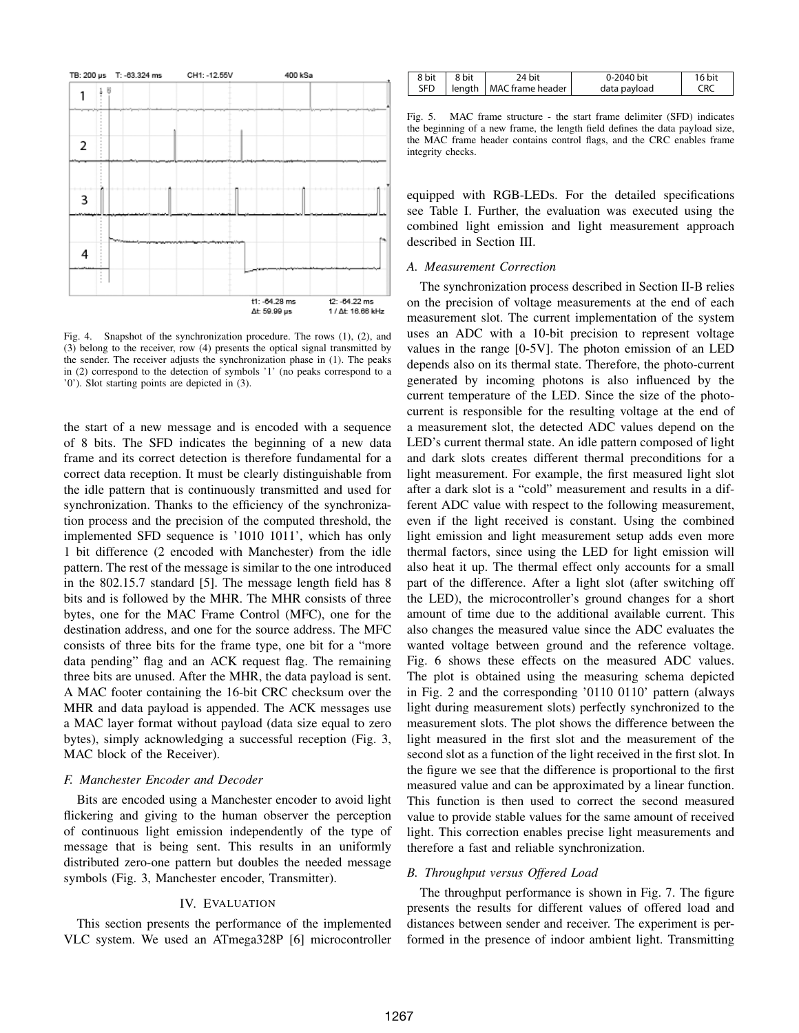TB: 200 µs T: -63.324 ms CH1: -12.55V 400 kSa

1

2

3

4

t1: -64.28 ms t2: -64.22 ms
Δt: 59.99 µs 1 / Δt: 16.66 kHz

Fig. 4. Snapshot of the synchronization procedure. The rows (1), (2), and (3) belong to the receiver, row (4) presents the optical signal transmitted by the sender. The receiver adjusts the synchronization phase in (1). The peaks in (2) correspond to the detection of symbols '1' (no peaks correspond to a '0'). Slot starting points are depicted in (3).

the start of a new message and is encoded with a sequence of 8 bits. The SFD indicates the beginning of a new data frame and its correct detection is therefore fundamental for a correct data reception. It must be clearly distinguishable from the idle pattern that is continuously transmitted and used for synchronization. Thanks to the efficiency of the synchronization process and the precision of the computed threshold, the implemented SFD sequence is '1010 1011', which has only 1 bit difference (2 encoded with Manchester) from the idle pattern. The rest of the message is similar to the one introduced in the 802.15.7 standard [5]. The message length field has 8 bits and is followed by the MHR. The MHR consists of three bytes, one for the MAC Frame Control (MFC), one for the destination address, and one for the source address. The MFC consists of three bits for the frame type, one bit for a "more data pending" flag and an ACK request flag. The remaining three bits are unused. After the MHR, the data payload is sent. A MAC footer containing the 16-bit CRC checksum over the MHR and data payload is appended. The ACK messages use a MAC layer format without payload (data size equal to zero bytes), simply acknowledging a successful reception (Fig. 3, MAC block of the Receiver).

### F. Manchester Encoder and Decoder

Bits are encoded using a Manchester encoder to avoid light flickering and giving to the human observer the perception of continuous light emission independently of the type of message that is being sent. This results in an uniformly distributed zero-one pattern but doubles the needed message symbols (Fig. 3, Manchester encoder, Transmitter).

## IV. Evaluation

This section presents the performance of the implemented VLC system. We used an ATmega328P [6] microcontroller equipped with RGB-LEDs. For the detailed specifications see Table I. Further, the evaluation was executed using the combined light emission and light measurement approach described in Section III.

| 8 bit | 8 bit | 24 bit | 0-2040 bit | 16 bit |
|---|---|---|---|---|
| SFD | length | MAC frame header | data payload | CRC |

Fig. 5. MAC frame structure - the start frame delimiter (SFD) indicates the beginning of a new frame, the length field defines the data payload size, the MAC frame header contains control flags, and the CRC enables frame integrity checks.

### A. Measurement Correction

The synchronization process described in Section II-B relies on the precision of voltage measurements at the end of each measurement slot. The current implementation of the system uses an ADC with a 10-bit precision to represent voltage values in the range [0-5V]. The photon emission of an LED depends also on its thermal state. Therefore, the photo-current generated by incoming photons is also influenced by the current temperature of the LED. Since the size of the photo-current is responsible for the resulting voltage at the end of a measurement slot, the detected ADC values depend on the LED's current thermal state. An idle pattern composed of light and dark slots creates different thermal preconditions for a light measurement. For example, the first measured light slot after a dark slot is a "cold" measurement and results in a different ADC value with respect to the following measurement, even if the light received is constant. Using the combined light emission and light measurement setup adds even more thermal factors, since using the LED for light emission will also heat it up. The thermal effect only accounts for a small part of the difference. After a light slot (after switching off the LED), the microcontroller's ground changes for a short amount of time due to the additional available current. This also changes the measured value since the ADC evaluates the wanted voltage between ground and the reference voltage. Fig. 6 shows these effects on the measured ADC values. The plot is obtained using the measuring schema depicted in Fig. 2 and the corresponding '0110 0110' pattern (always light during measurement slots) perfectly synchronized to the measurement slots. The plot shows the difference between the light measured in the first slot and the measurement of the second slot as a function of the light received in the first slot. In the figure we see that the difference is proportional to the first measured value and can be approximated by a linear function. This function is then used to correct the second measured value to provide stable values for the same amount of received light. This correction enables precise light measurements and therefore a fast and reliable synchronization.

### B. Throughput versus Offered Load

The throughput performance is shown in Fig. 7. The figure presents the results for different values of offered load and distances between sender and receiver. The experiment is performed in the presence of indoor ambient light. Transmitting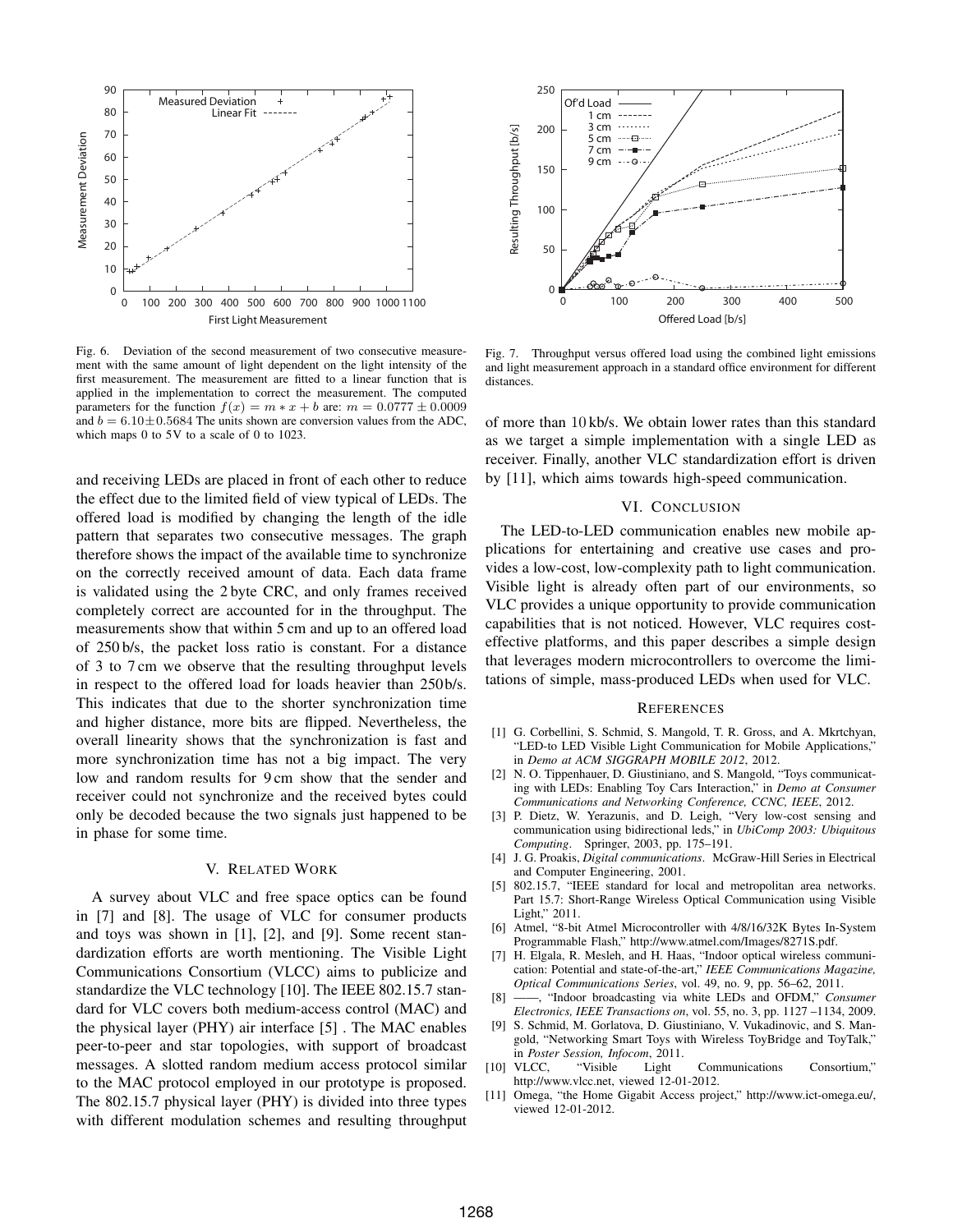90
80
70
60
50
40
30
20
10
0
Measurement Deviation
0 100 200 300 400 500 600 700 800 900 1000 1100
First Light Measurement
Measured Deviation +
Linear Fit

Fig. 6. Deviation of the second measurement of two consecutive measurement with the same amount of light dependent on the light intensity of the first measurement. The measurement are fitted to a linear function that is applied in the implementation to correct the measurement. The computed parameters for the function $f(x) = m * x + b$ are: $m = 0.0777 \pm 0.0009$ and $b = 6.10 \pm 0.5684$ The units shown are conversion values from the ADC, which maps 0 to 5V to a scale of 0 to 1023.

250
200
150
100
50
0
Resulting Throughput [b/s]
0 100 200 300 400 500
Offered Load [b/s]
Of'd Load
1 cm
3 cm
5 cm
7 cm
9 cm

Fig. 7. Throughput versus offered load using the combined light emissions and light measurement approach in a standard office environment for different distances.

and receiving LEDs are placed in front of each other to reduce the effect due to the limited field of view typical of LEDs. The offered load is modified by changing the length of the idle pattern that separates two consecutive messages. The graph therefore shows the impact of the available time to synchronize on the correctly received amount of data. Each data frame is validated using the 2 byte CRC, and only frames received completely correct are accounted for in the throughput. The measurements show that within 5 cm and up to an offered load of 250 b/s, the packet loss ratio is constant. For a distance of 3 to 7 cm we observe that the resulting throughput levels in respect to the offered load for loads heavier than 250b/s. This indicates that due to the shorter synchronization time and higher distance, more bits are flipped. Nevertheless, the overall linearity shows that the synchronization is fast and more synchronization time has not a big impact. The very low and random results for 9 cm show that the sender and receiver could not synchronize and the received bytes could only be decoded because the two signals just happened to be in phase for some time.

## V. Related Work

A survey about VLC and free space optics can be found in [7] and [8]. The usage of VLC for consumer products and toys was shown in [1], [2], and [9]. Some recent standardization efforts are worth mentioning. The Visible Light Communications Consortium (VLCC) aims to publicize and standardize the VLC technology [10]. The IEEE 802.15.7 standard for VLC covers both medium-access control (MAC) and the physical layer (PHY) air interface [5] . The MAC enables peer-to-peer and star topologies, with support of broadcast messages. A slotted random medium access protocol similar to the MAC protocol employed in our prototype is proposed. The 802.15.7 physical layer (PHY) is divided into three types with different modulation schemes and resulting throughput of more than 10 kb/s. We obtain lower rates than this standard as we target a simple implementation with a single LED as receiver. Finally, another VLC standardization effort is driven by [11], which aims towards high-speed communication.

## VI. Conclusion

The LED-to-LED communication enables new mobile applications for entertaining and creative use cases and provides a low-cost, low-complexity path to light communication. Visible light is already often part of our environments, so VLC provides a unique opportunity to provide communication capabilities that is not noticed. However, VLC requires cost-effective platforms, and this paper describes a simple design that leverages modern microcontrollers to overcome the limitations of simple, mass-produced LEDs when used for VLC.

## References

[1] G. Corbellini, S. Schmid, S. Mangold, T. R. Gross, and A. Mkrtchyan, "LED-to LED Visible Light Communication for Mobile Applications," in *Demo at ACM SIGGRAPH MOBILE 2012*, 2012.

[2] N. O. Tippenhauer, D. Giustiniano, and S. Mangold, "Toys communicating with LEDs: Enabling Toy Cars Interaction," in *Demo at Consumer Communications and Networking Conference, CCNC, IEEE*, 2012.

[3] P. Dietz, W. Yerazunis, and D. Leigh, "Very low-cost sensing and communication using bidirectional leds," in *UbiComp 2003: Ubiquitous Computing*. Springer, 2003, pp. 175–191.

[4] J. G. Proakis, *Digital communications*. McGraw-Hill Series in Electrical and Computer Engineering, 2001.

[5] 802.15.7, "IEEE standard for local and metropolitan area networks. Part 15.7: Short-Range Wireless Optical Communication using Visible Light," 2011.

[6] Atmel, "8-bit Atmel Microcontroller with 4/8/16/32K Bytes In-System Programmable Flash," http://www.atmel.com/Images/8271S.pdf.

[7] H. Elgala, R. Mesleh, and H. Haas, "Indoor optical wireless communication: Potential and state-of-the-art," *IEEE Communications Magazine, Optical Communications Series*, vol. 49, no. 9, pp. 56–62, 2011.

[8] ——, "Indoor broadcasting via white LEDs and OFDM," *Consumer Electronics, IEEE Transactions on*, vol. 55, no. 3, pp. 1127 –1134, 2009.

[9] S. Schmid, M. Gorlatova, D. Giustiniano, V. Vukadinovic, and S. Mangold, "Networking Smart Toys with Wireless ToyBridge and ToyTalk," in *Poster Session, Infocom*, 2011.

[10] VLCC, "Visible Light Communications Consortium," http://www.vlcc.net, viewed 12-01-2012.

[11] Omega, "the Home Gigabit Access project," http://www.ict-omega.eu/, viewed 12-01-2012.